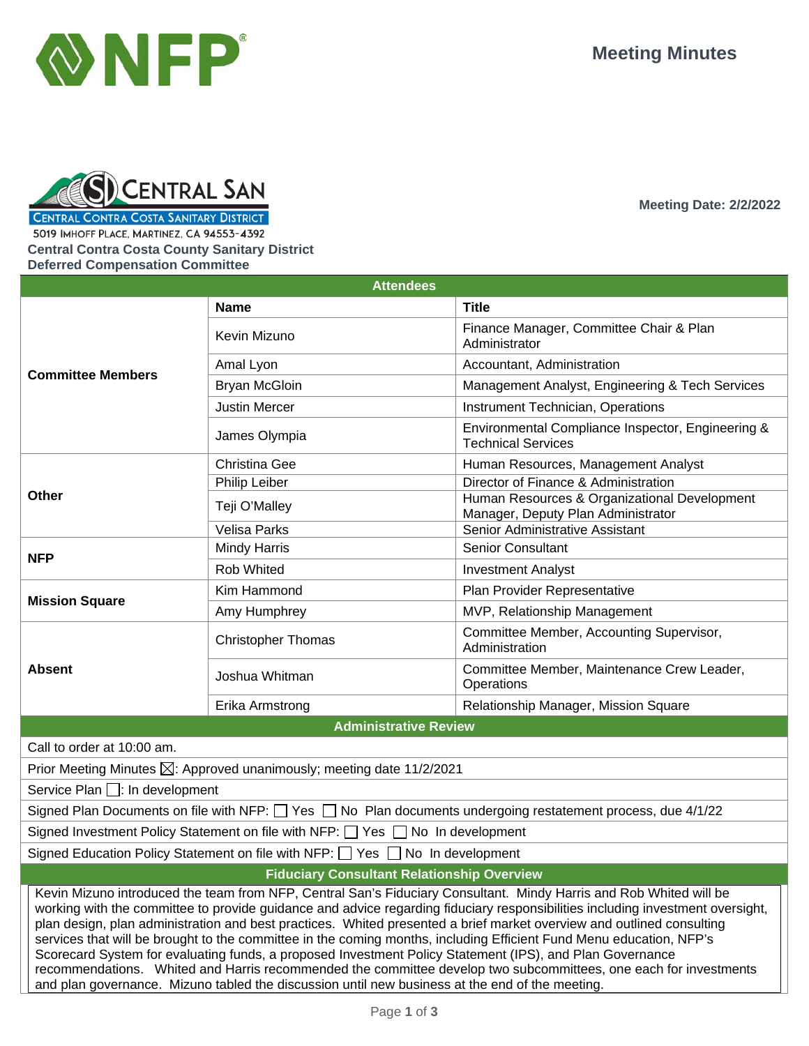# Meeting Minutes

CENTRAL SAN
CENTRAL CONTRA COSTA SANITARY DISTRICT
5019 IMHOFF PLACE, MARTINEZ, CA 94553-4392

**Central Contra Costa County Sanitary District**
**Deferred Compensation Committee**

**Meeting Date: 2/2/2022**

| **Attendees** | | |
|---|---|---|
| | **Name** | **Title** |
| **Committee Members** | Kevin Mizuno | Finance Manager, Committee Chair & Plan Administrator |
| | Amal Lyon | Accountant, Administration |
| | Bryan McGloin | Management Analyst, Engineering & Tech Services |
| | Justin Mercer | Instrument Technician, Operations |
| | James Olympia | Environmental Compliance Inspector, Engineering & Technical Services |
| **Other** | Christina Gee | Human Resources, Management Analyst |
| | Philip Leiber | Director of Finance & Administration |
| | Teji O'Malley | Human Resources & Organizational Development Manager, Deputy Plan Administrator |
| | Velisa Parks | Senior Administrative Assistant |
| **NFP** | Mindy Harris | Senior Consultant |
| | Rob Whited | Investment Analyst |
| **Mission Square** | Kim Hammond | Plan Provider Representative |
| | Amy Humphrey | MVP, Relationship Management |
| **Absent** | Christopher Thomas | Committee Member, Accounting Supervisor, Administration |
| | Joshua Whitman | Committee Member, Maintenance Crew Leader, Operations |
| | Erika Armstrong | Relationship Manager, Mission Square |

## Administrative Review

Call to order at 10:00 am.

Prior Meeting Minutes ☒: Approved unanimously; meeting date 11/2/2021

Service Plan ☐: In development

Signed Plan Documents on file with NFP: ☐ Yes ☐ No Plan documents undergoing restatement process, due 4/1/22

Signed Investment Policy Statement on file with NFP: ☐ Yes ☐ No In development

Signed Education Policy Statement on file with NFP: ☐ Yes ☐ No In development

## Fiduciary Consultant Relationship Overview

Kevin Mizuno introduced the team from NFP, Central San's Fiduciary Consultant. Mindy Harris and Rob Whited will be working with the committee to provide guidance and advice regarding fiduciary responsibilities including investment oversight, plan design, plan administration and best practices. Whited presented a brief market overview and outlined consulting services that will be brought to the committee in the coming months, including Efficient Fund Menu education, NFP's Scorecard System for evaluating funds, a proposed Investment Policy Statement (IPS), and Plan Governance recommendations. Whited and Harris recommended the committee develop two subcommittees, one each for investments and plan governance. Mizuno tabled the discussion until new business at the end of the meeting.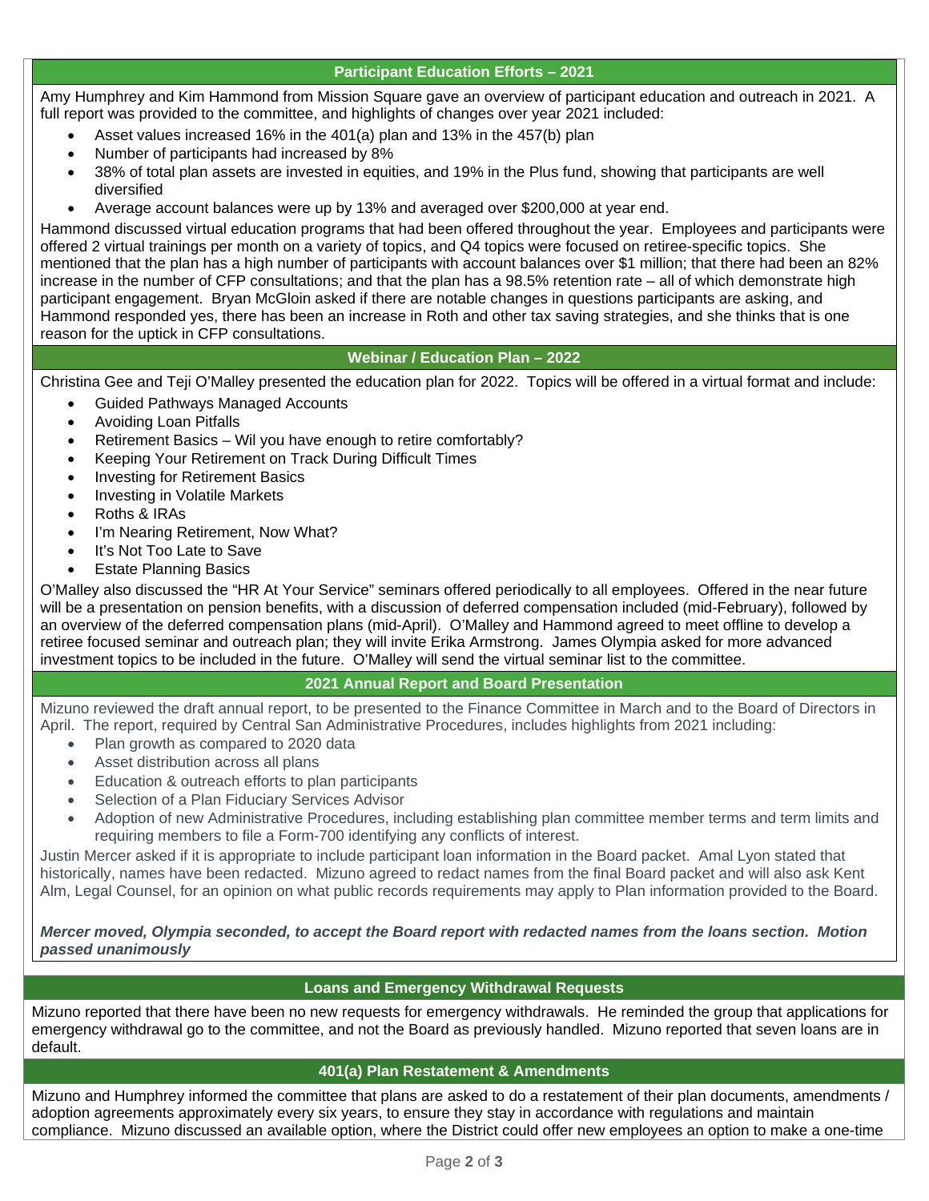## Participant Education Efforts – 2021

Amy Humphrey and Kim Hammond from Mission Square gave an overview of participant education and outreach in 2021. A full report was provided to the committee, and highlights of changes over year 2021 included:

- Asset values increased 16% in the 401(a) plan and 13% in the 457(b) plan
- Number of participants had increased by 8%
- 38% of total plan assets are invested in equities, and 19% in the Plus fund, showing that participants are well diversified
- Average account balances were up by 13% and averaged over $200,000 at year end.

Hammond discussed virtual education programs that had been offered throughout the year. Employees and participants were offered 2 virtual trainings per month on a variety of topics, and Q4 topics were focused on retiree-specific topics. She mentioned that the plan has a high number of participants with account balances over $1 million; that there had been an 82% increase in the number of CFP consultations; and that the plan has a 98.5% retention rate – all of which demonstrate high participant engagement. Bryan McGloin asked if there are notable changes in questions participants are asking, and Hammond responded yes, there has been an increase in Roth and other tax saving strategies, and she thinks that is one reason for the uptick in CFP consultations.

## Webinar / Education Plan – 2022

Christina Gee and Teji O'Malley presented the education plan for 2022. Topics will be offered in a virtual format and include:

- Guided Pathways Managed Accounts
- Avoiding Loan Pitfalls
- Retirement Basics – Wil you have enough to retire comfortably?
- Keeping Your Retirement on Track During Difficult Times
- Investing for Retirement Basics
- Investing in Volatile Markets
- Roths & IRAs
- I'm Nearing Retirement, Now What?
- It's Not Too Late to Save
- Estate Planning Basics

O'Malley also discussed the "HR At Your Service" seminars offered periodically to all employees. Offered in the near future will be a presentation on pension benefits, with a discussion of deferred compensation included (mid-February), followed by an overview of the deferred compensation plans (mid-April). O'Malley and Hammond agreed to meet offline to develop a retiree focused seminar and outreach plan; they will invite Erika Armstrong. James Olympia asked for more advanced investment topics to be included in the future. O'Malley will send the virtual seminar list to the committee.

## 2021 Annual Report and Board Presentation

Mizuno reviewed the draft annual report, to be presented to the Finance Committee in March and to the Board of Directors in April. The report, required by Central San Administrative Procedures, includes highlights from 2021 including:

- Plan growth as compared to 2020 data
- Asset distribution across all plans
- Education & outreach efforts to plan participants
- Selection of a Plan Fiduciary Services Advisor
- Adoption of new Administrative Procedures, including establishing plan committee member terms and term limits and requiring members to file a Form-700 identifying any conflicts of interest.

Justin Mercer asked if it is appropriate to include participant loan information in the Board packet. Amal Lyon stated that historically, names have been redacted. Mizuno agreed to redact names from the final Board packet and will also ask Kent Alm, Legal Counsel, for an opinion on what public records requirements may apply to Plan information provided to the Board.

***Mercer moved, Olympia seconded, to accept the Board report with redacted names from the loans section. Motion passed unanimously***

## Loans and Emergency Withdrawal Requests

Mizuno reported that there have been no new requests for emergency withdrawals. He reminded the group that applications for emergency withdrawal go to the committee, and not the Board as previously handled. Mizuno reported that seven loans are in default.

## 401(a) Plan Restatement & Amendments

Mizuno and Humphrey informed the committee that plans are asked to do a restatement of their plan documents, amendments / adoption agreements approximately every six years, to ensure they stay in accordance with regulations and maintain compliance. Mizuno discussed an available option, where the District could offer new employees an option to make a one-time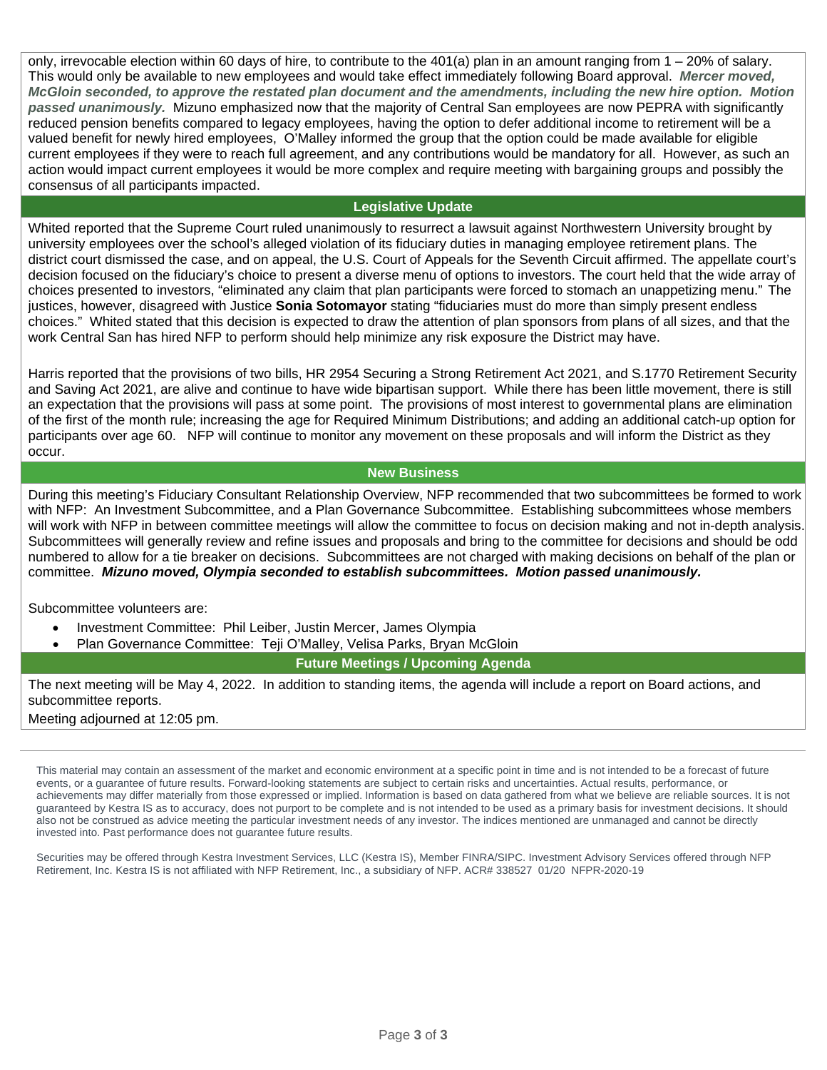only, irrevocable election within 60 days of hire, to contribute to the 401(a) plan in an amount ranging from 1 – 20% of salary. This would only be available to new employees and would take effect immediately following Board approval. ***Mercer moved, McGloin seconded, to approve the restated plan document and the amendments, including the new hire option. Motion passed unanimously.*** Mizuno emphasized now that the majority of Central San employees are now PEPRA with significantly reduced pension benefits compared to legacy employees, having the option to defer additional income to retirement will be a valued benefit for newly hired employees, O'Malley informed the group that the option could be made available for eligible current employees if they were to reach full agreement, and any contributions would be mandatory for all. However, as such an action would impact current employees it would be more complex and require meeting with bargaining groups and possibly the consensus of all participants impacted.

## Legislative Update

Whited reported that the Supreme Court ruled unanimously to resurrect a lawsuit against Northwestern University brought by university employees over the school's alleged violation of its fiduciary duties in managing employee retirement plans. The district court dismissed the case, and on appeal, the U.S. Court of Appeals for the Seventh Circuit affirmed. The appellate court's decision focused on the fiduciary's choice to present a diverse menu of options to investors. The court held that the wide array of choices presented to investors, "eliminated any claim that plan participants were forced to stomach an unappetizing menu." The justices, however, disagreed with Justice **Sonia Sotomayor** stating "fiduciaries must do more than simply present endless choices." Whited stated that this decision is expected to draw the attention of plan sponsors from plans of all sizes, and that the work Central San has hired NFP to perform should help minimize any risk exposure the District may have.

Harris reported that the provisions of two bills, HR 2954 Securing a Strong Retirement Act 2021, and S.1770 Retirement Security and Saving Act 2021, are alive and continue to have wide bipartisan support. While there has been little movement, there is still an expectation that the provisions will pass at some point. The provisions of most interest to governmental plans are elimination of the first of the month rule; increasing the age for Required Minimum Distributions; and adding an additional catch-up option for participants over age 60. NFP will continue to monitor any movement on these proposals and will inform the District as they occur.

## New Business

During this meeting's Fiduciary Consultant Relationship Overview, NFP recommended that two subcommittees be formed to work with NFP: An Investment Subcommittee, and a Plan Governance Subcommittee. Establishing subcommittees whose members will work with NFP in between committee meetings will allow the committee to focus on decision making and not in-depth analysis. Subcommittees will generally review and refine issues and proposals and bring to the committee for decisions and should be odd numbered to allow for a tie breaker on decisions. Subcommittees are not charged with making decisions on behalf of the plan or committee. ***Mizuno moved, Olympia seconded to establish subcommittees. Motion passed unanimously.***

Subcommittee volunteers are:

- Investment Committee: Phil Leiber, Justin Mercer, James Olympia
- Plan Governance Committee: Teji O'Malley, Velisa Parks, Bryan McGloin

## Future Meetings / Upcoming Agenda

The next meeting will be May 4, 2022. In addition to standing items, the agenda will include a report on Board actions, and subcommittee reports.

Meeting adjourned at 12:05 pm.

---

This material may contain an assessment of the market and economic environment at a specific point in time and is not intended to be a forecast of future events, or a guarantee of future results. Forward-looking statements are subject to certain risks and uncertainties. Actual results, performance, or achievements may differ materially from those expressed or implied. Information is based on data gathered from what we believe are reliable sources. It is not guaranteed by Kestra IS as to accuracy, does not purport to be complete and is not intended to be used as a primary basis for investment decisions. It should also not be construed as advice meeting the particular investment needs of any investor. The indices mentioned are unmanaged and cannot be directly invested into. Past performance does not guarantee future results.

Securities may be offered through Kestra Investment Services, LLC (Kestra IS), Member FINRA/SIPC. Investment Advisory Services offered through NFP Retirement, Inc. Kestra IS is not affiliated with NFP Retirement, Inc., a subsidiary of NFP. ACR# 338527 01/20 NFPR-2020-19